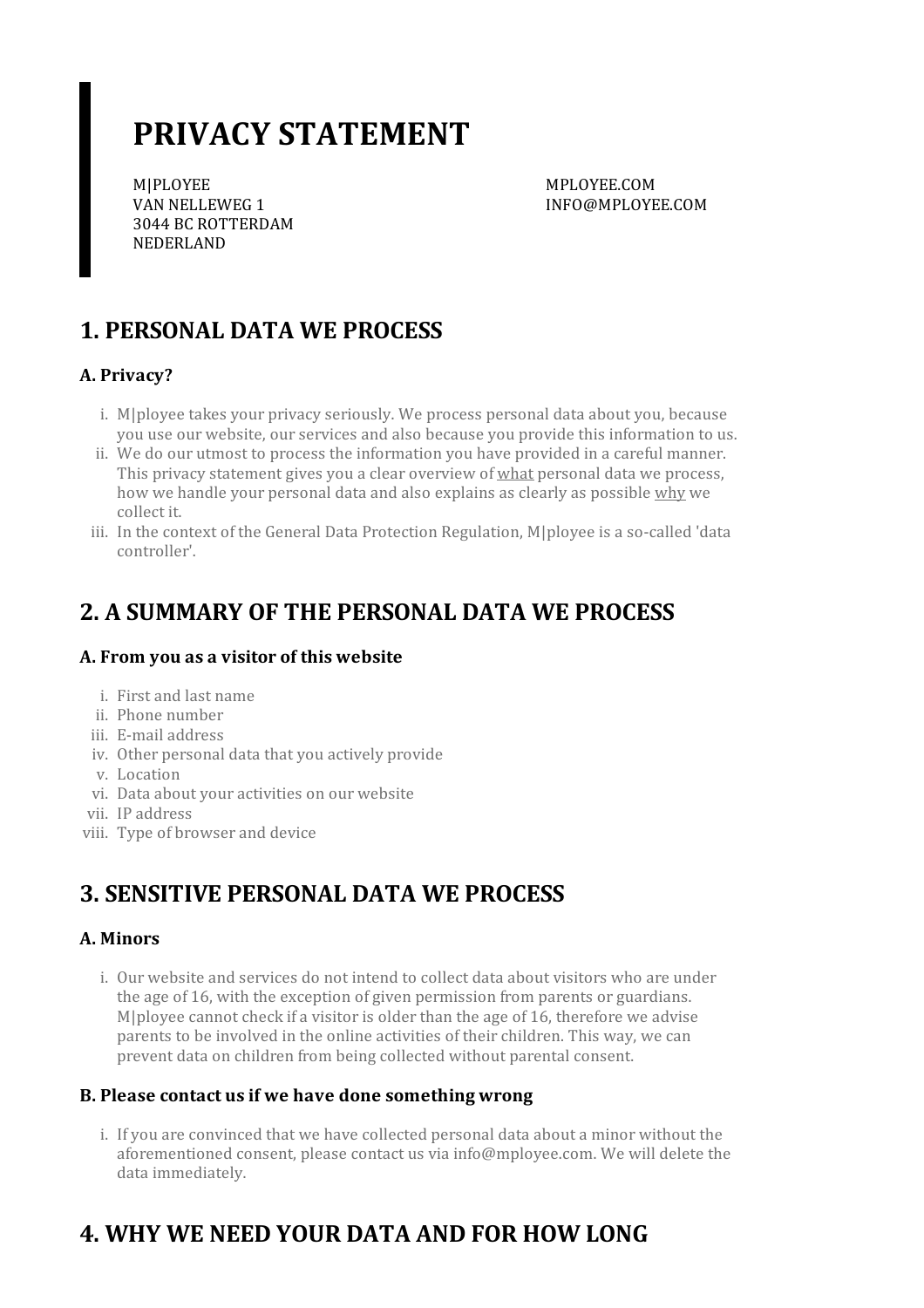# PRIVACY STATEMENT

M|PLOYEE
VAN NELLEWEG 1
3044 BC ROTTERDAM
NEDERLAND

MPLOYEE.COM
INFO@MPLOYEE.COM

## 1. PERSONAL DATA WE PROCESS

### A. Privacy?

i. M|ployee takes your privacy seriously. We process personal data about you, because you use our website, our services and also because you provide this information to us.
ii. We do our utmost to process the information you have provided in a careful manner. This privacy statement gives you a clear overview of what personal data we process, how we handle your personal data and also explains as clearly as possible why we collect it.
iii. In the context of the General Data Protection Regulation, M|ployee is a so-called 'data controller'.

## 2. A SUMMARY OF THE PERSONAL DATA WE PROCESS

### A. From you as a visitor of this website

i. First and last name
ii. Phone number
iii. E-mail address
iv. Other personal data that you actively provide
v. Location
vi. Data about your activities on our website
vii. IP address
viii. Type of browser and device

## 3. SENSITIVE PERSONAL DATA WE PROCESS

### A. Minors

i. Our website and services do not intend to collect data about visitors who are under the age of 16, with the exception of given permission from parents or guardians. M|ployee cannot check if a visitor is older than the age of 16, therefore we advise parents to be involved in the online activities of their children. This way, we can prevent data on children from being collected without parental consent.

### B. Please contact us if we have done something wrong

i. If you are convinced that we have collected personal data about a minor without the aforementioned consent, please contact us via info@mployee.com. We will delete the data immediately.

## 4. WHY WE NEED YOUR DATA AND FOR HOW LONG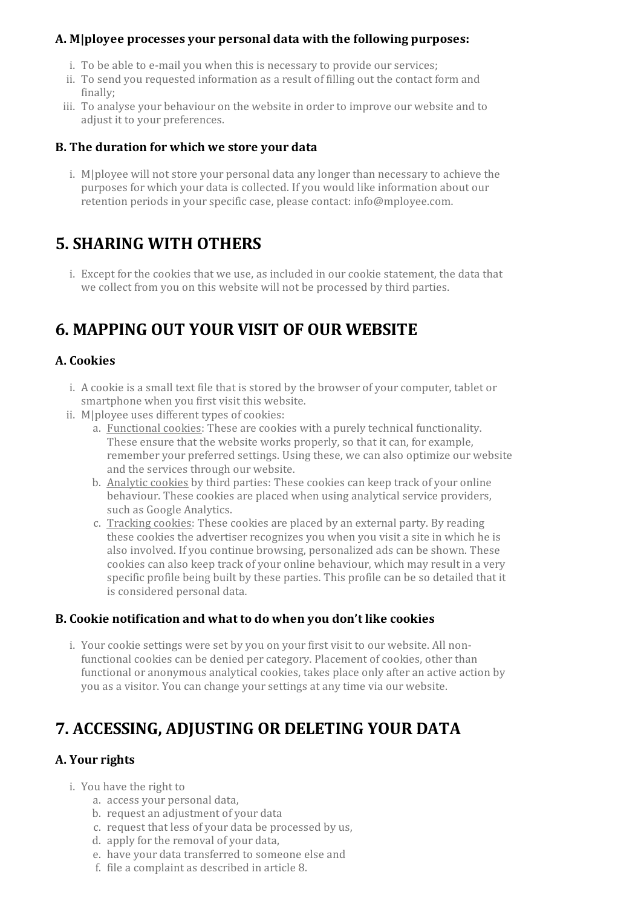### A. M|ployee processes your personal data with the following purposes:

i. To be able to e-mail you when this is necessary to provide our services;
ii. To send you requested information as a result of filling out the contact form and finally;
iii. To analyse your behaviour on the website in order to improve our website and to adjust it to your preferences.

### B. The duration for which we store your data

i. M|ployee will not store your personal data any longer than necessary to achieve the purposes for which your data is collected. If you would like information about our retention periods in your specific case, please contact: info@mployee.com.

## 5. SHARING WITH OTHERS

i. Except for the cookies that we use, as included in our cookie statement, the data that we collect from you on this website will not be processed by third parties.

## 6. MAPPING OUT YOUR VISIT OF OUR WEBSITE

### A. Cookies

i. A cookie is a small text file that is stored by the browser of your computer, tablet or smartphone when you first visit this website.
ii. M|ployee uses different types of cookies:
   a. Functional cookies: These are cookies with a purely technical functionality. These ensure that the website works properly, so that it can, for example, remember your preferred settings. Using these, we can also optimize our website and the services through our website.
   b. Analytic cookies by third parties: These cookies can keep track of your online behaviour. These cookies are placed when using analytical service providers, such as Google Analytics.
   c. Tracking cookies: These cookies are placed by an external party. By reading these cookies the advertiser recognizes you when you visit a site in which he is also involved. If you continue browsing, personalized ads can be shown. These cookies can also keep track of your online behaviour, which may result in a very specific profile being built by these parties. This profile can be so detailed that it is considered personal data.

### B. Cookie notification and what to do when you don't like cookies

i. Your cookie settings were set by you on your first visit to our website. All non-functional cookies can be denied per category. Placement of cookies, other than functional or anonymous analytical cookies, takes place only after an active action by you as a visitor. You can change your settings at any time via our website.

## 7. ACCESSING, ADJUSTING OR DELETING YOUR DATA

### A. Your rights

i. You have the right to
   a. access your personal data,
   b. request an adjustment of your data
   c. request that less of your data be processed by us,
   d. apply for the removal of your data,
   e. have your data transferred to someone else and
   f. file a complaint as described in article 8.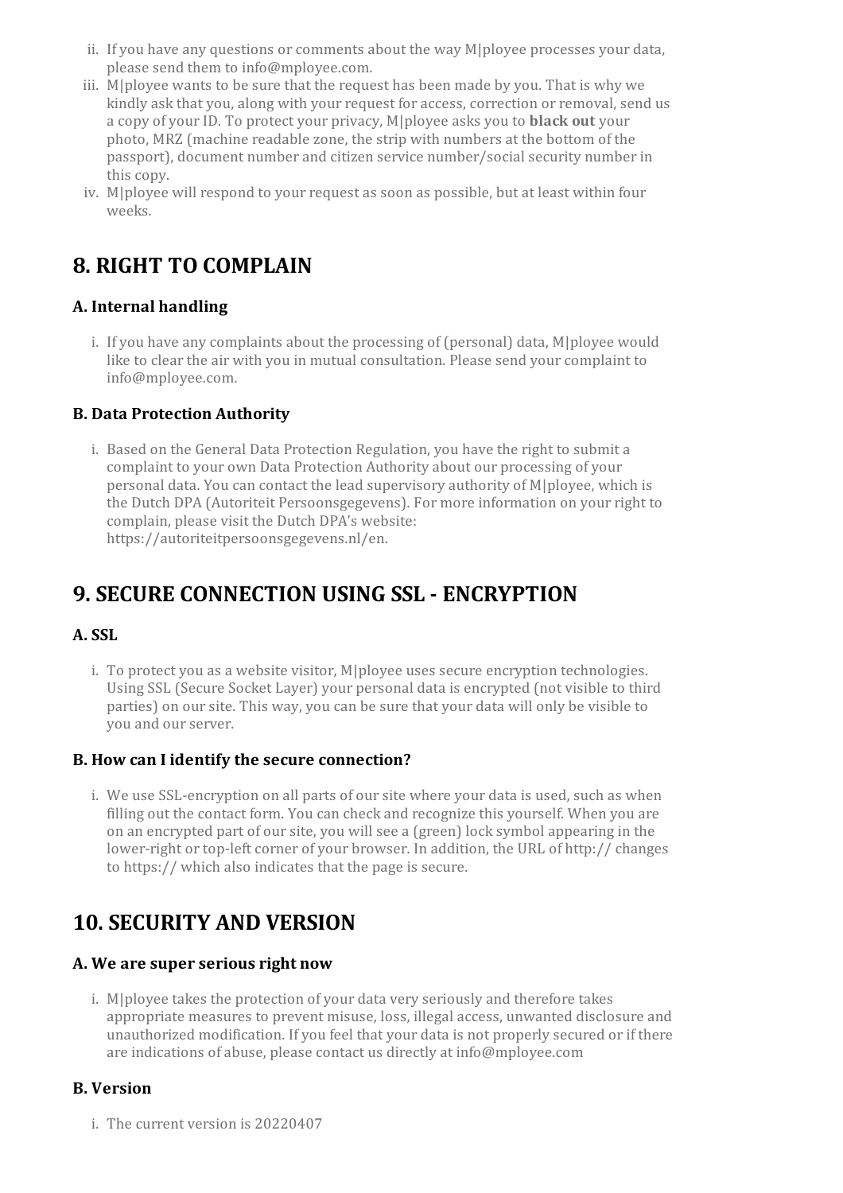ii. If you have any questions or comments about the way M|ployee processes your data, please send them to info@mployee.com.

iii. M|ployee wants to be sure that the request has been made by you. That is why we kindly ask that you, along with your request for access, correction or removal, send us a copy of your ID. To protect your privacy, M|ployee asks you to **black out** your photo, MRZ (machine readable zone, the strip with numbers at the bottom of the passport), document number and citizen service number/social security number in this copy.

iv. M|ployee will respond to your request as soon as possible, but at least within four weeks.

## 8. RIGHT TO COMPLAIN

### A. Internal handling

i. If you have any complaints about the processing of (personal) data, M|ployee would like to clear the air with you in mutual consultation. Please send your complaint to info@mployee.com.

### B. Data Protection Authority

i. Based on the General Data Protection Regulation, you have the right to submit a complaint to your own Data Protection Authority about our processing of your personal data. You can contact the lead supervisory authority of M|ployee, which is the Dutch DPA (Autoriteit Persoonsgegevens). For more information on your right to complain, please visit the Dutch DPA's website: https://autoriteitpersoonsgegevens.nl/en.

## 9. SECURE CONNECTION USING SSL - ENCRYPTION

### A. SSL

i. To protect you as a website visitor, M|ployee uses secure encryption technologies. Using SSL (Secure Socket Layer) your personal data is encrypted (not visible to third parties) on our site. This way, you can be sure that your data will only be visible to you and our server.

### B. How can I identify the secure connection?

i. We use SSL-encryption on all parts of our site where your data is used, such as when filling out the contact form. You can check and recognize this yourself. When you are on an encrypted part of our site, you will see a (green) lock symbol appearing in the lower-right or top-left corner of your browser. In addition, the URL of http:// changes to https:// which also indicates that the page is secure.

## 10. SECURITY AND VERSION

### A. We are super serious right now

i. M|ployee takes the protection of your data very seriously and therefore takes appropriate measures to prevent misuse, loss, illegal access, unwanted disclosure and unauthorized modification. If you feel that your data is not properly secured or if there are indications of abuse, please contact us directly at info@mployee.com

### B. Version

i. The current version is 20220407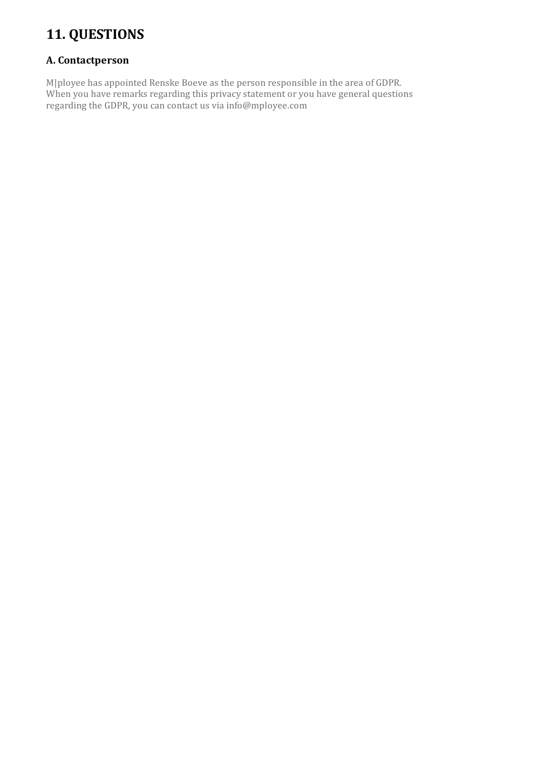# 11. QUESTIONS

## A. Contactperson

M|ployee has appointed Renske Boeve as the person responsible in the area of GDPR.
When you have remarks regarding this privacy statement or you have general questions regarding the GDPR, you can contact us via info@mployee.com